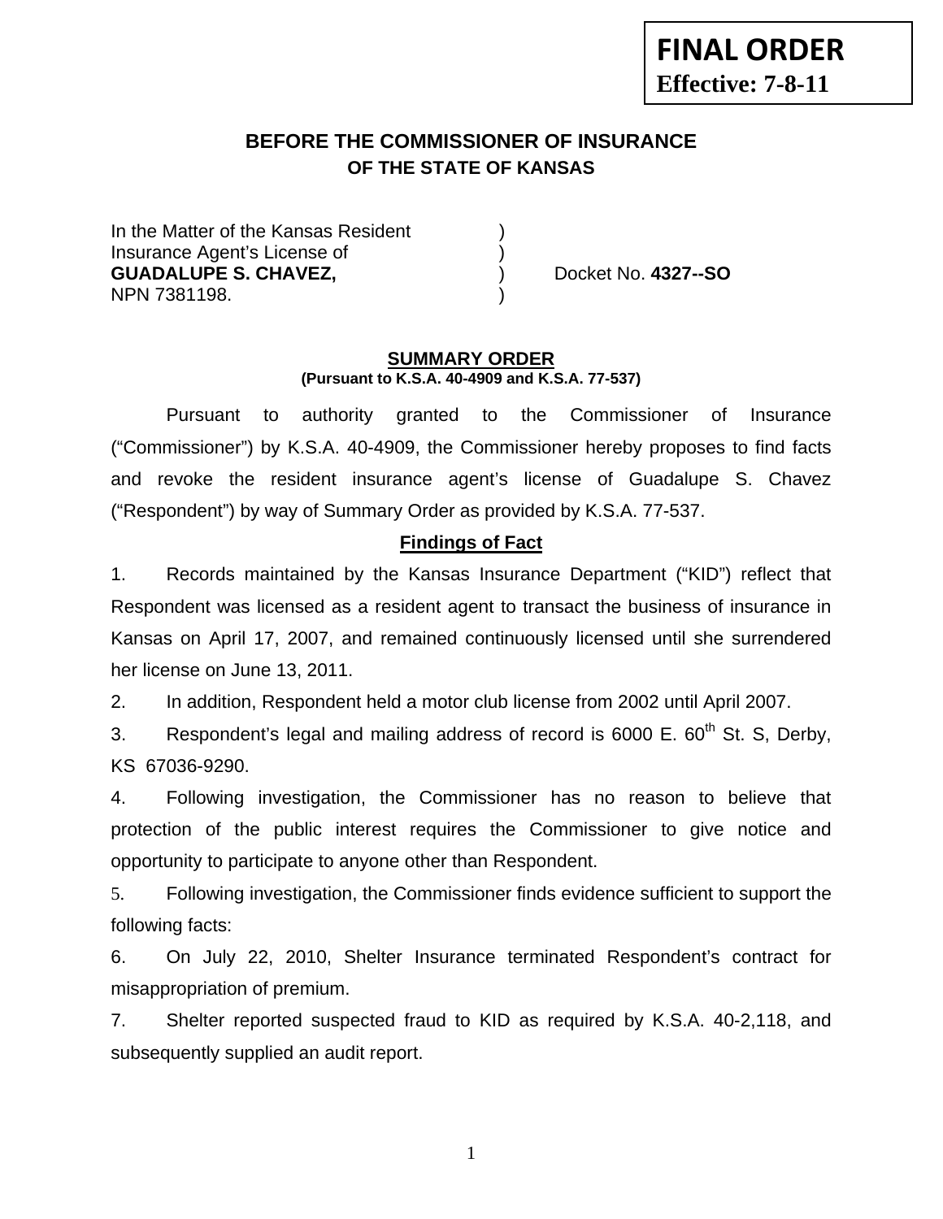**FINAL ORDER**
**Effective: 7-8-11**

## BEFORE THE COMMISSIONER OF INSURANCE
### OF THE STATE OF KANSAS

In the Matter of the Kansas Resident )
Insurance Agent's License of )
**GUADALUPE S. CHAVEZ,** ) Docket No. **4327--SO**
NPN 7381198. )

**SUMMARY ORDER**
**(Pursuant to K.S.A. 40-4909 and K.S.A. 77-537)**

Pursuant to authority granted to the Commissioner of Insurance ("Commissioner") by K.S.A. 40-4909, the Commissioner hereby proposes to find facts and revoke the resident insurance agent's license of Guadalupe S. Chavez ("Respondent") by way of Summary Order as provided by K.S.A. 77-537.

**Findings of Fact**

1. Records maintained by the Kansas Insurance Department ("KID") reflect that Respondent was licensed as a resident agent to transact the business of insurance in Kansas on April 17, 2007, and remained continuously licensed until she surrendered her license on June 13, 2011.

2. In addition, Respondent held a motor club license from 2002 until April 2007.

3. Respondent's legal and mailing address of record is 6000 E. 60th St. S, Derby, KS 67036-9290.

4. Following investigation, the Commissioner has no reason to believe that protection of the public interest requires the Commissioner to give notice and opportunity to participate to anyone other than Respondent.

5. Following investigation, the Commissioner finds evidence sufficient to support the following facts:

6. On July 22, 2010, Shelter Insurance terminated Respondent's contract for misappropriation of premium.

7. Shelter reported suspected fraud to KID as required by K.S.A. 40-2,118, and subsequently supplied an audit report.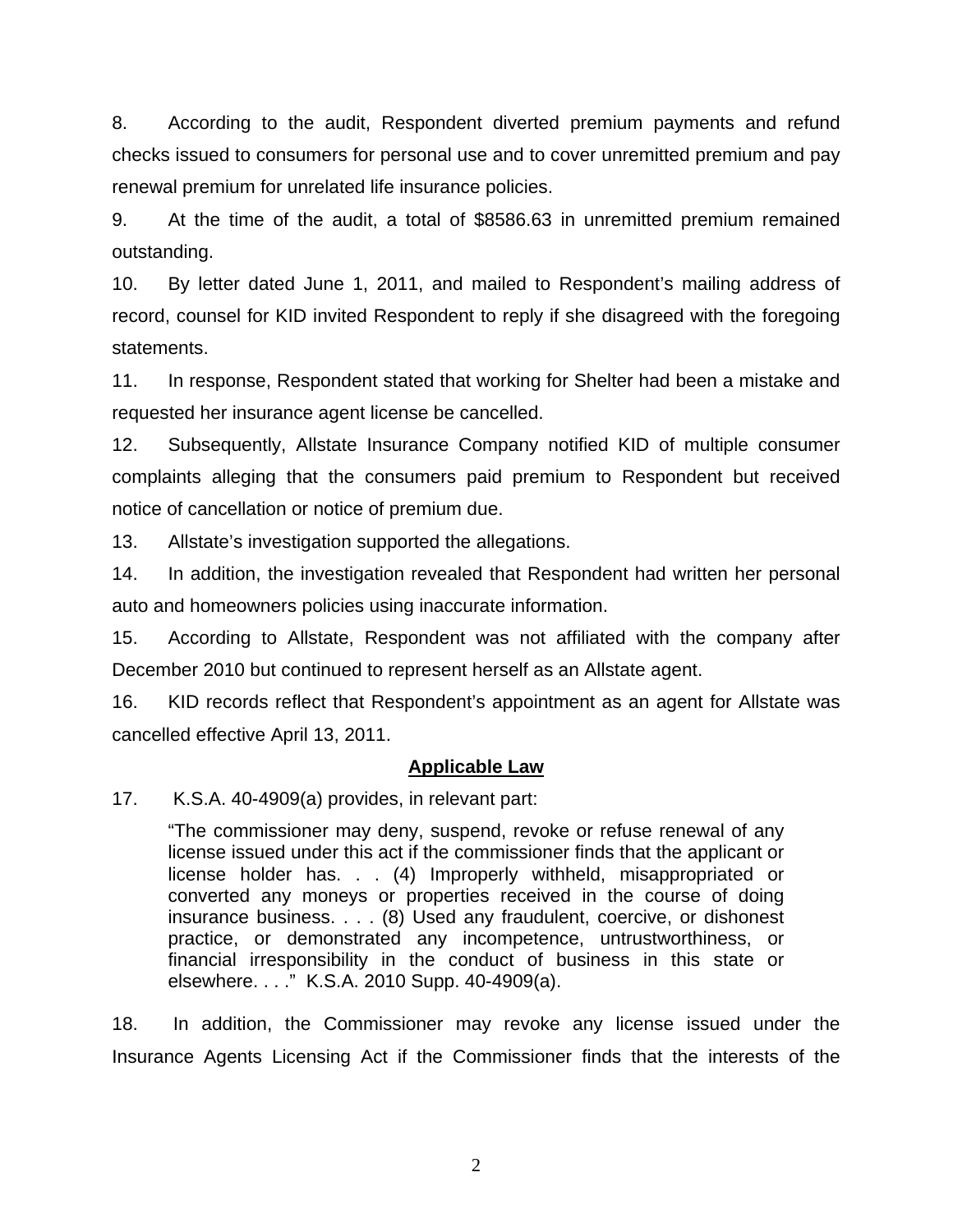8. According to the audit, Respondent diverted premium payments and refund checks issued to consumers for personal use and to cover unremitted premium and pay renewal premium for unrelated life insurance policies.

9. At the time of the audit, a total of $8586.63 in unremitted premium remained outstanding.

10. By letter dated June 1, 2011, and mailed to Respondent's mailing address of record, counsel for KID invited Respondent to reply if she disagreed with the foregoing statements.

11. In response, Respondent stated that working for Shelter had been a mistake and requested her insurance agent license be cancelled.

12. Subsequently, Allstate Insurance Company notified KID of multiple consumer complaints alleging that the consumers paid premium to Respondent but received notice of cancellation or notice of premium due.

13. Allstate's investigation supported the allegations.

14. In addition, the investigation revealed that Respondent had written her personal auto and homeowners policies using inaccurate information.

15. According to Allstate, Respondent was not affiliated with the company after December 2010 but continued to represent herself as an Allstate agent.

16. KID records reflect that Respondent's appointment as an agent for Allstate was cancelled effective April 13, 2011.

## Applicable Law

17. K.S.A. 40-4909(a) provides, in relevant part:

> "The commissioner may deny, suspend, revoke or refuse renewal of any license issued under this act if the commissioner finds that the applicant or license holder has. . . (4) Improperly withheld, misappropriated or converted any moneys or properties received in the course of doing insurance business. . . . (8) Used any fraudulent, coercive, or dishonest practice, or demonstrated any incompetence, untrustworthiness, or financial irresponsibility in the conduct of business in this state or elsewhere. . . ." K.S.A. 2010 Supp. 40-4909(a).

18. In addition, the Commissioner may revoke any license issued under the Insurance Agents Licensing Act if the Commissioner finds that the interests of the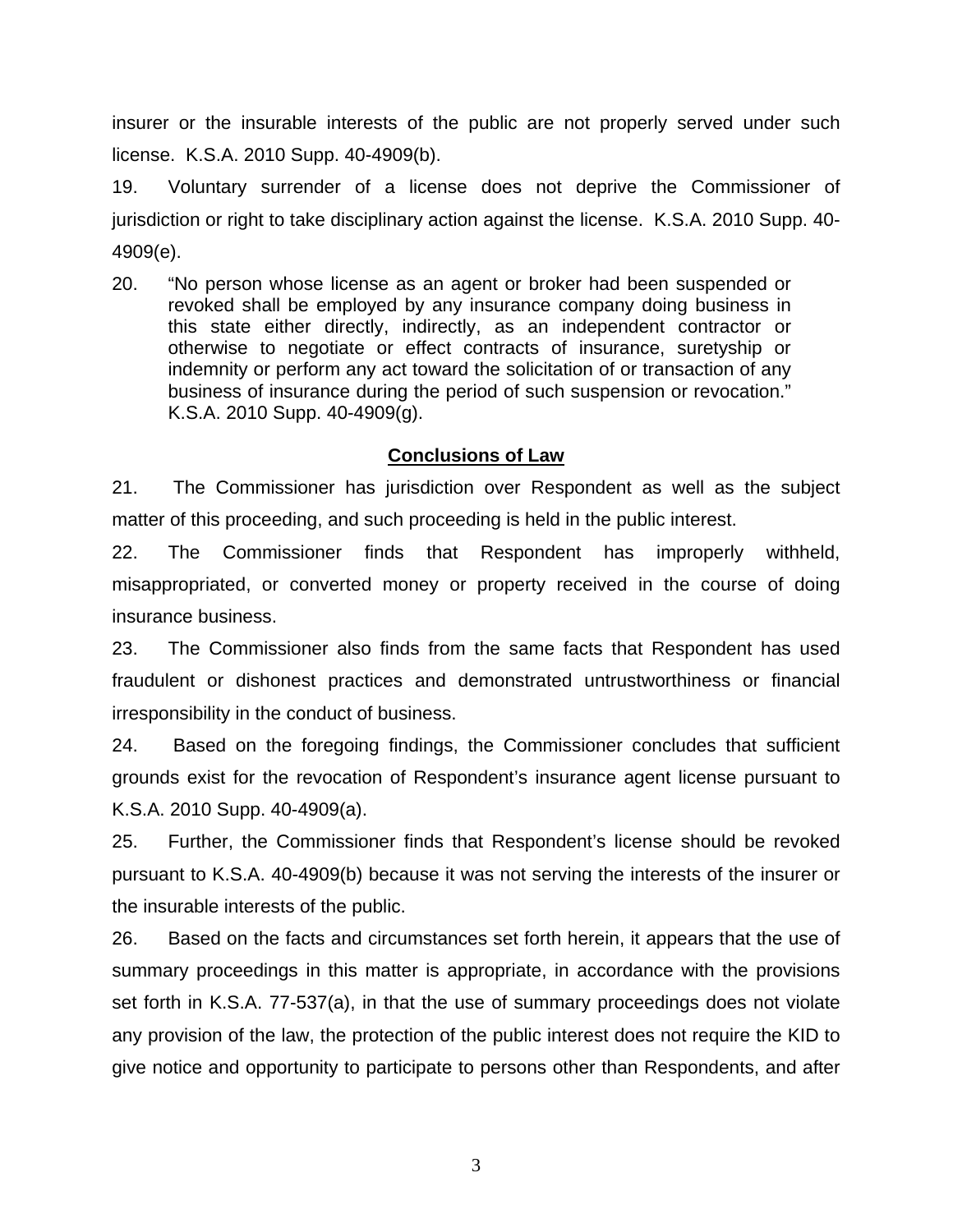insurer or the insurable interests of the public are not properly served under such license. K.S.A. 2010 Supp. 40-4909(b).

19. Voluntary surrender of a license does not deprive the Commissioner of jurisdiction or right to take disciplinary action against the license. K.S.A. 2010 Supp. 40-4909(e).

20. "No person whose license as an agent or broker had been suspended or revoked shall be employed by any insurance company doing business in this state either directly, indirectly, as an independent contractor or otherwise to negotiate or effect contracts of insurance, suretyship or indemnity or perform any act toward the solicitation of or transaction of any business of insurance during the period of such suspension or revocation." K.S.A. 2010 Supp. 40-4909(g).

## Conclusions of Law

21. The Commissioner has jurisdiction over Respondent as well as the subject matter of this proceeding, and such proceeding is held in the public interest.

22. The Commissioner finds that Respondent has improperly withheld, misappropriated, or converted money or property received in the course of doing insurance business.

23. The Commissioner also finds from the same facts that Respondent has used fraudulent or dishonest practices and demonstrated untrustworthiness or financial irresponsibility in the conduct of business.

24. Based on the foregoing findings, the Commissioner concludes that sufficient grounds exist for the revocation of Respondent's insurance agent license pursuant to K.S.A. 2010 Supp. 40-4909(a).

25. Further, the Commissioner finds that Respondent's license should be revoked pursuant to K.S.A. 40-4909(b) because it was not serving the interests of the insurer or the insurable interests of the public.

26. Based on the facts and circumstances set forth herein, it appears that the use of summary proceedings in this matter is appropriate, in accordance with the provisions set forth in K.S.A. 77-537(a), in that the use of summary proceedings does not violate any provision of the law, the protection of the public interest does not require the KID to give notice and opportunity to participate to persons other than Respondents, and after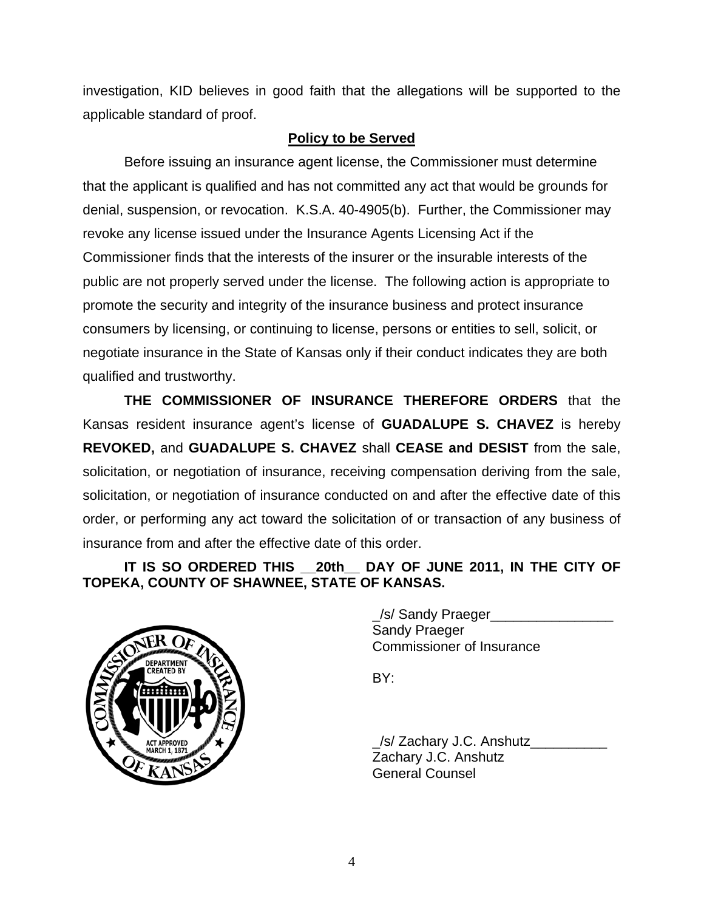investigation, KID believes in good faith that the allegations will be supported to the applicable standard of proof.

**Policy to be Served**

Before issuing an insurance agent license, the Commissioner must determine that the applicant is qualified and has not committed any act that would be grounds for denial, suspension, or revocation. K.S.A. 40-4905(b). Further, the Commissioner may revoke any license issued under the Insurance Agents Licensing Act if the Commissioner finds that the interests of the insurer or the insurable interests of the public are not properly served under the license. The following action is appropriate to promote the security and integrity of the insurance business and protect insurance consumers by licensing, or continuing to license, persons or entities to sell, solicit, or negotiate insurance in the State of Kansas only if their conduct indicates they are both qualified and trustworthy.

**THE COMMISSIONER OF INSURANCE THEREFORE ORDERS** that the Kansas resident insurance agent's license of **GUADALUPE S. CHAVEZ** is hereby **REVOKED,** and **GUADALUPE S. CHAVEZ** shall **CEASE and DESIST** from the sale, solicitation, or negotiation of insurance, receiving compensation deriving from the sale, solicitation, or negotiation of insurance conducted on and after the effective date of this order, or performing any act toward the solicitation of or transaction of any business of insurance from and after the effective date of this order.

**IT IS SO ORDERED THIS __20th__ DAY OF JUNE 2011, IN THE CITY OF TOPEKA, COUNTY OF SHAWNEE, STATE OF KANSAS.**

_/s/ Sandy Praeger________________
Sandy Praeger
Commissioner of Insurance

BY:

_/s/ Zachary J.C. Anshutz__________
Zachary J.C. Anshutz
General Counsel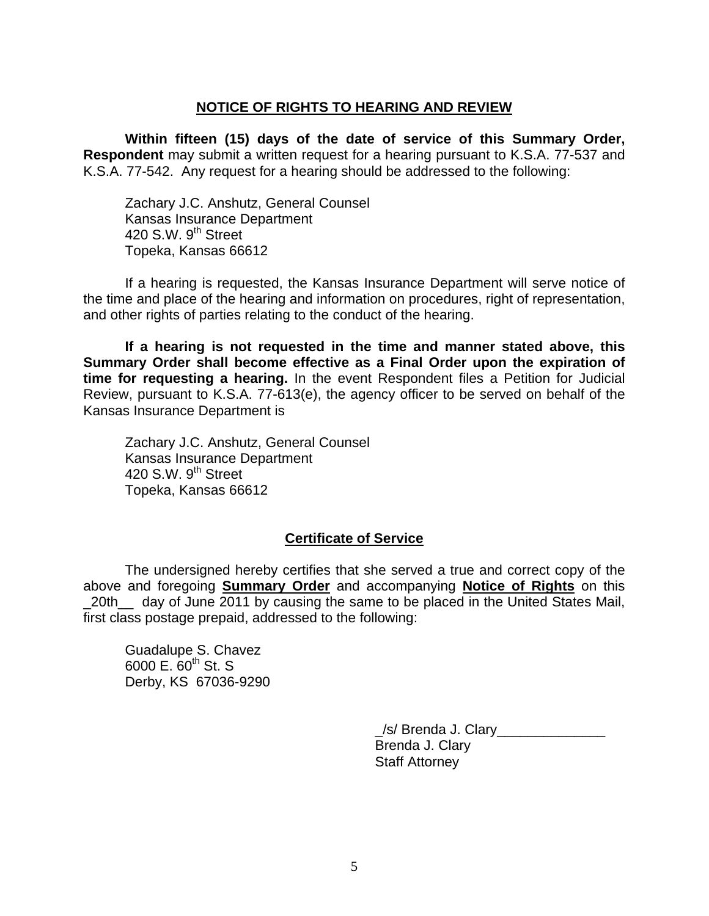## NOTICE OF RIGHTS TO HEARING AND REVIEW

**Within fifteen (15) days of the date of service of this Summary Order, Respondent** may submit a written request for a hearing pursuant to K.S.A. 77-537 and K.S.A. 77-542. Any request for a hearing should be addressed to the following:

Zachary J.C. Anshutz, General Counsel
Kansas Insurance Department
420 S.W. 9th Street
Topeka, Kansas 66612

If a hearing is requested, the Kansas Insurance Department will serve notice of the time and place of the hearing and information on procedures, right of representation, and other rights of parties relating to the conduct of the hearing.

**If a hearing is not requested in the time and manner stated above, this Summary Order shall become effective as a Final Order upon the expiration of time for requesting a hearing.** In the event Respondent files a Petition for Judicial Review, pursuant to K.S.A. 77-613(e), the agency officer to be served on behalf of the Kansas Insurance Department is

Zachary J.C. Anshutz, General Counsel
Kansas Insurance Department
420 S.W. 9th Street
Topeka, Kansas 66612

## Certificate of Service

The undersigned hereby certifies that she served a true and correct copy of the above and foregoing **Summary Order** and accompanying **Notice of Rights** on this _20th__ day of June 2011 by causing the same to be placed in the United States Mail, first class postage prepaid, addressed to the following:

Guadalupe S. Chavez
6000 E. 60th St. S
Derby, KS 67036-9290

_/s/ Brenda J. Clary______________
Brenda J. Clary
Staff Attorney